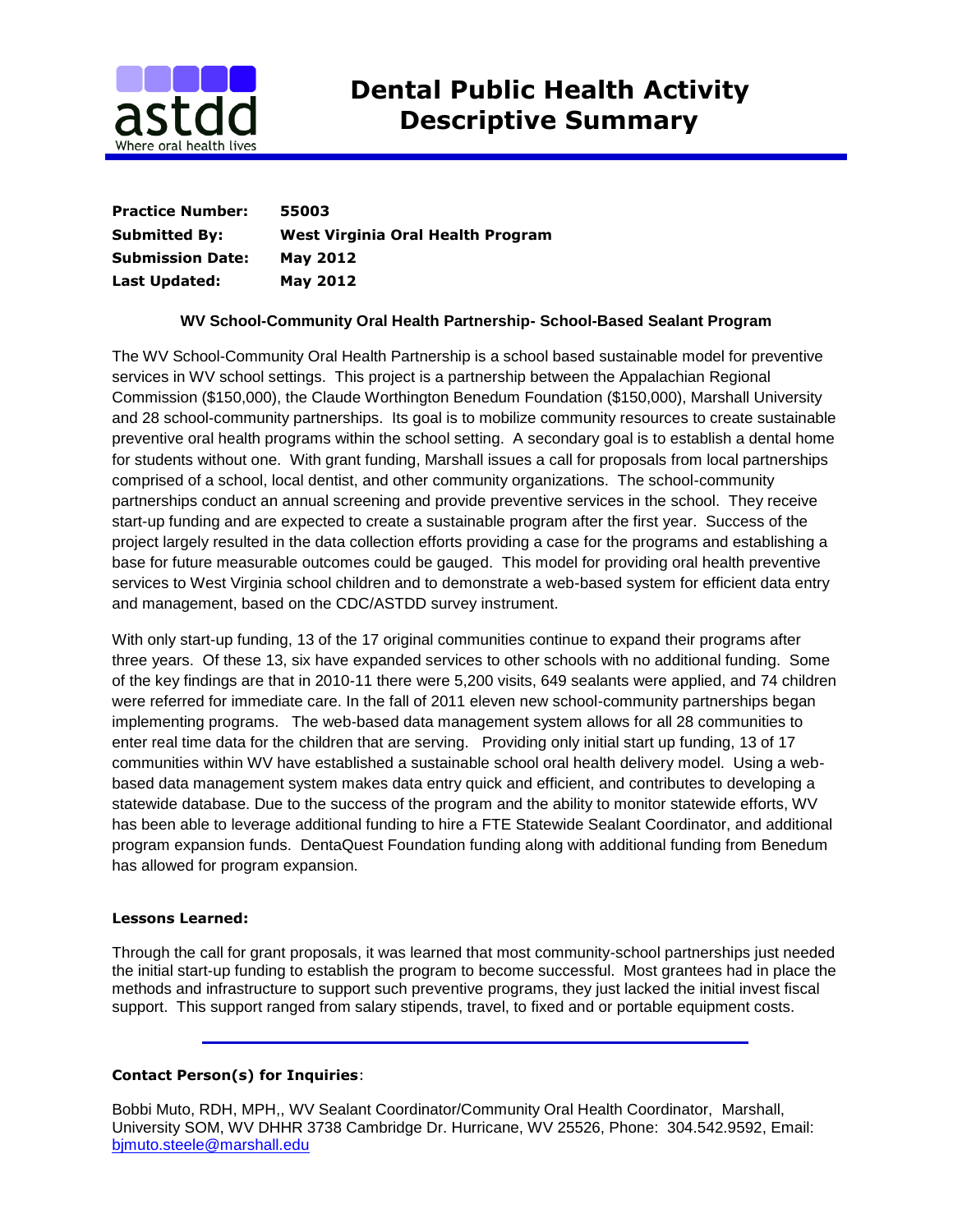astdd
Where oral health lives

# Dental Public Health Activity Descriptive Summary

**Practice Number:** **55003**
**Submitted By:** **West Virginia Oral Health Program**
**Submission Date:** **May 2012**
**Last Updated:** **May 2012**

## WV School-Community Oral Health Partnership- School-Based Sealant Program

The WV School-Community Oral Health Partnership is a school based sustainable model for preventive services in WV school settings. This project is a partnership between the Appalachian Regional Commission ($150,000), the Claude Worthington Benedum Foundation ($150,000), Marshall University and 28 school-community partnerships. Its goal is to mobilize community resources to create sustainable preventive oral health programs within the school setting. A secondary goal is to establish a dental home for students without one. With grant funding, Marshall issues a call for proposals from local partnerships comprised of a school, local dentist, and other community organizations. The school-community partnerships conduct an annual screening and provide preventive services in the school. They receive start-up funding and are expected to create a sustainable program after the first year. Success of the project largely resulted in the data collection efforts providing a case for the programs and establishing a base for future measurable outcomes could be gauged. This model for providing oral health preventive services to West Virginia school children and to demonstrate a web-based system for efficient data entry and management, based on the CDC/ASTDD survey instrument.

With only start-up funding, 13 of the 17 original communities continue to expand their programs after three years. Of these 13, six have expanded services to other schools with no additional funding. Some of the key findings are that in 2010-11 there were 5,200 visits, 649 sealants were applied, and 74 children were referred for immediate care. In the fall of 2011 eleven new school-community partnerships began implementing programs. The web-based data management system allows for all 28 communities to enter real time data for the children that are serving. Providing only initial start up funding, 13 of 17 communities within WV have established a sustainable school oral health delivery model. Using a web-based data management system makes data entry quick and efficient, and contributes to developing a statewide database. Due to the success of the program and the ability to monitor statewide efforts, WV has been able to leverage additional funding to hire a FTE Statewide Sealant Coordinator, and additional program expansion funds. DentaQuest Foundation funding along with additional funding from Benedum has allowed for program expansion.

**Lessons Learned:**

Through the call for grant proposals, it was learned that most community-school partnerships just needed the initial start-up funding to establish the program to become successful. Most grantees had in place the methods and infrastructure to support such preventive programs, they just lacked the initial invest fiscal support. This support ranged from salary stipends, travel, to fixed and or portable equipment costs.

---

**Contact Person(s) for Inquiries**:

Bobbi Muto, RDH, MPH,, WV Sealant Coordinator/Community Oral Health Coordinator, Marshall, University SOM, WV DHHR 3738 Cambridge Dr. Hurricane, WV 25526, Phone: 304.542.9592, Email: bjmuto.steele@marshall.edu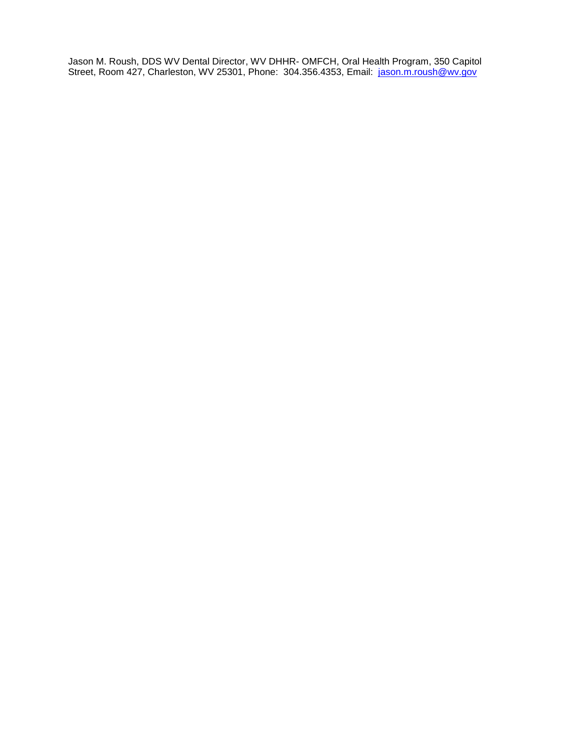Jason M. Roush, DDS WV Dental Director, WV DHHR- OMFCH, Oral Health Program, 350 Capitol Street, Room 427, Charleston, WV 25301, Phone: 304.356.4353, Email: jason.m.roush@wv.gov